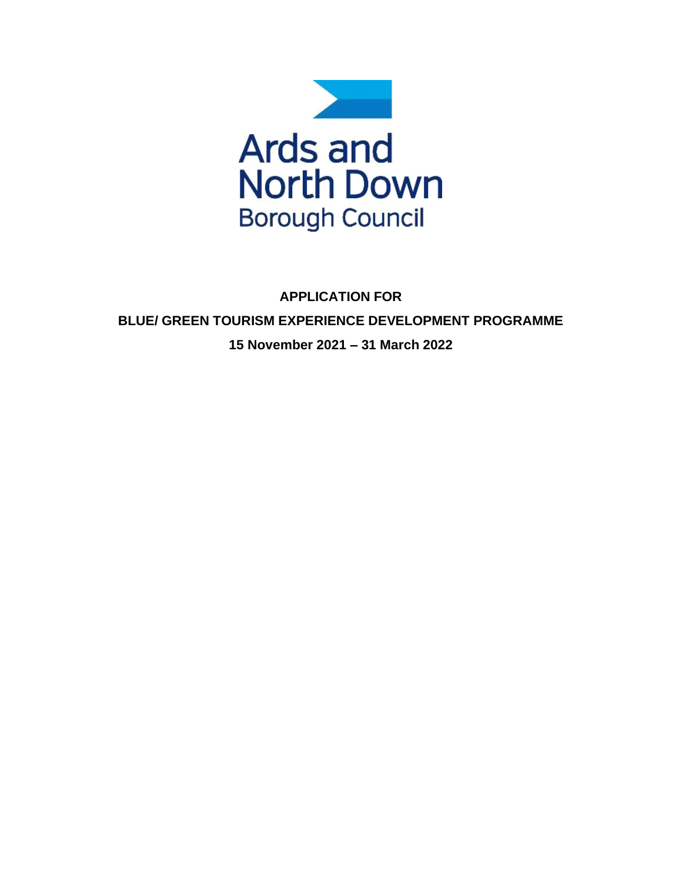Ards and North Down Borough Council

**APPLICATION FOR**

**BLUE/ GREEN TOURISM EXPERIENCE DEVELOPMENT PROGRAMME**

**15 November 2021 – 31 March 2022**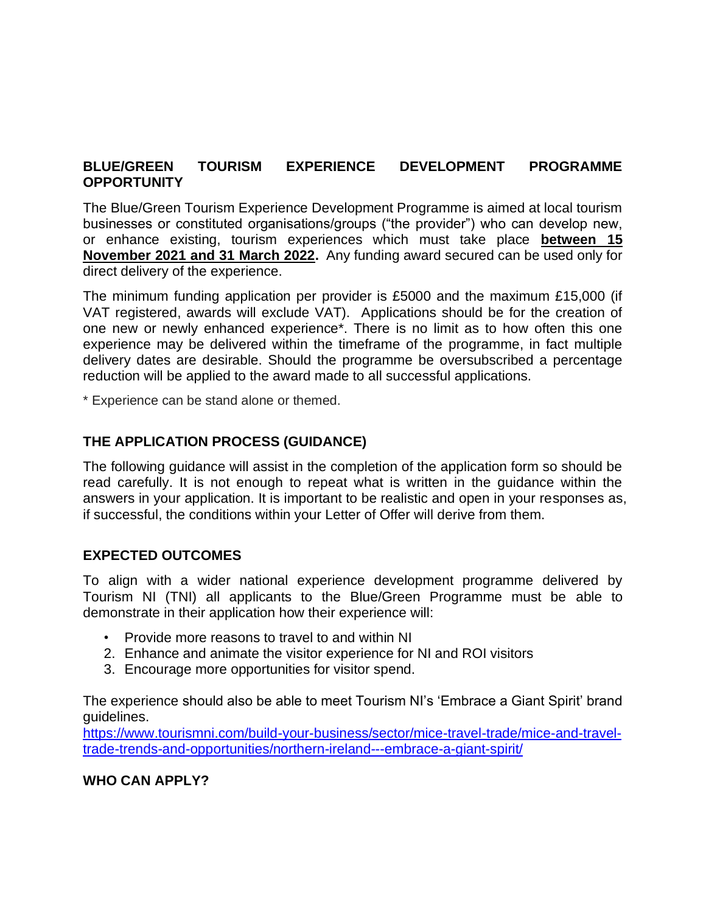## BLUE/GREEN TOURISM EXPERIENCE DEVELOPMENT PROGRAMME OPPORTUNITY

The Blue/Green Tourism Experience Development Programme is aimed at local tourism businesses or constituted organisations/groups ("the provider") who can develop new, or enhance existing, tourism experiences which must take place **between 15 November 2021 and 31 March 2022.** Any funding award secured can be used only for direct delivery of the experience.

The minimum funding application per provider is £5000 and the maximum £15,000 (if VAT registered, awards will exclude VAT). Applications should be for the creation of one new or newly enhanced experience*. There is no limit as to how often this one experience may be delivered within the timeframe of the programme, in fact multiple delivery dates are desirable. Should the programme be oversubscribed a percentage reduction will be applied to the award made to all successful applications.

\* Experience can be stand alone or themed.

## THE APPLICATION PROCESS (GUIDANCE)

The following guidance will assist in the completion of the application form so should be read carefully. It is not enough to repeat what is written in the guidance within the answers in your application. It is important to be realistic and open in your responses as, if successful, the conditions within your Letter of Offer will derive from them.

## EXPECTED OUTCOMES

To align with a wider national experience development programme delivered by Tourism NI (TNI) all applicants to the Blue/Green Programme must be able to demonstrate in their application how their experience will:

- Provide more reasons to travel to and within NI
2. Enhance and animate the visitor experience for NI and ROI visitors
3. Encourage more opportunities for visitor spend.

The experience should also be able to meet Tourism NI's 'Embrace a Giant Spirit' brand guidelines.
https://www.tourismni.com/build-your-business/sector/mice-travel-trade/mice-and-travel-trade-trends-and-opportunities/northern-ireland---embrace-a-giant-spirit/

## WHO CAN APPLY?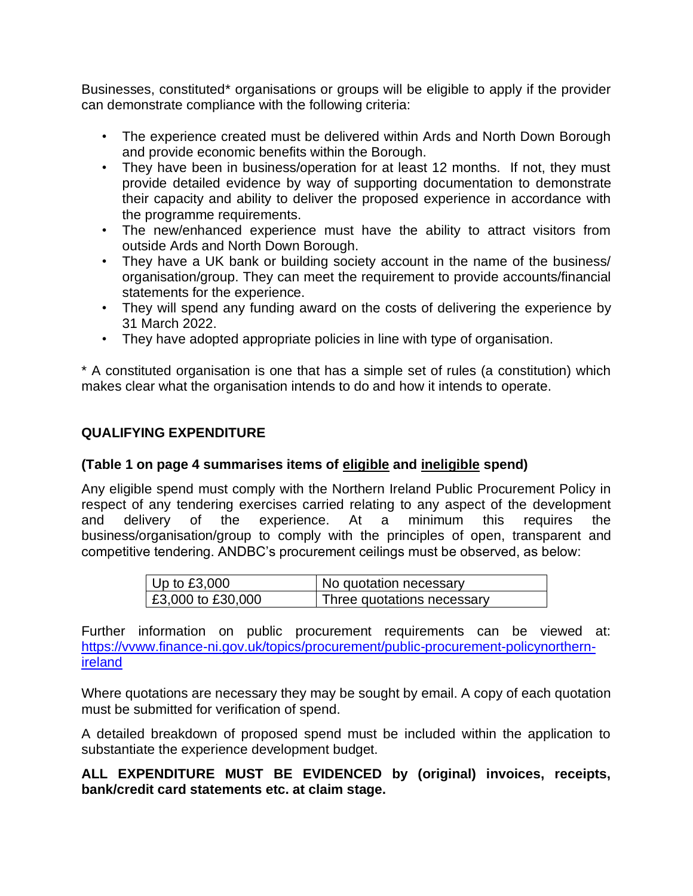Businesses, constituted* organisations or groups will be eligible to apply if the provider can demonstrate compliance with the following criteria:

- The experience created must be delivered within Ards and North Down Borough and provide economic benefits within the Borough.
- They have been in business/operation for at least 12 months. If not, they must provide detailed evidence by way of supporting documentation to demonstrate their capacity and ability to deliver the proposed experience in accordance with the programme requirements.
- The new/enhanced experience must have the ability to attract visitors from outside Ards and North Down Borough.
- They have a UK bank or building society account in the name of the business/ organisation/group. They can meet the requirement to provide accounts/financial statements for the experience.
- They will spend any funding award on the costs of delivering the experience by 31 March 2022.
- They have adopted appropriate policies in line with type of organisation.

* A constituted organisation is one that has a simple set of rules (a constitution) which makes clear what the organisation intends to do and how it intends to operate.

## QUALIFYING EXPENDITURE

**(Table 1 on page 4 summarises items of eligible and ineligible spend)**

Any eligible spend must comply with the Northern Ireland Public Procurement Policy in respect of any tendering exercises carried relating to any aspect of the development and delivery of the experience. At a minimum this requires the business/organisation/group to comply with the principles of open, transparent and competitive tendering. ANDBC's procurement ceilings must be observed, as below:

| Up to £3,000 | No quotation necessary |
|---|---|
| £3,000 to £30,000 | Three quotations necessary |

Further information on public procurement requirements can be viewed at: https://vvww.finance-ni.gov.uk/topics/procurement/public-procurement-policynorthern-ireland

Where quotations are necessary they may be sought by email. A copy of each quotation must be submitted for verification of spend.

A detailed breakdown of proposed spend must be included within the application to substantiate the experience development budget.

**ALL EXPENDITURE MUST BE EVIDENCED by (original) invoices, receipts, bank/credit card statements etc. at claim stage.**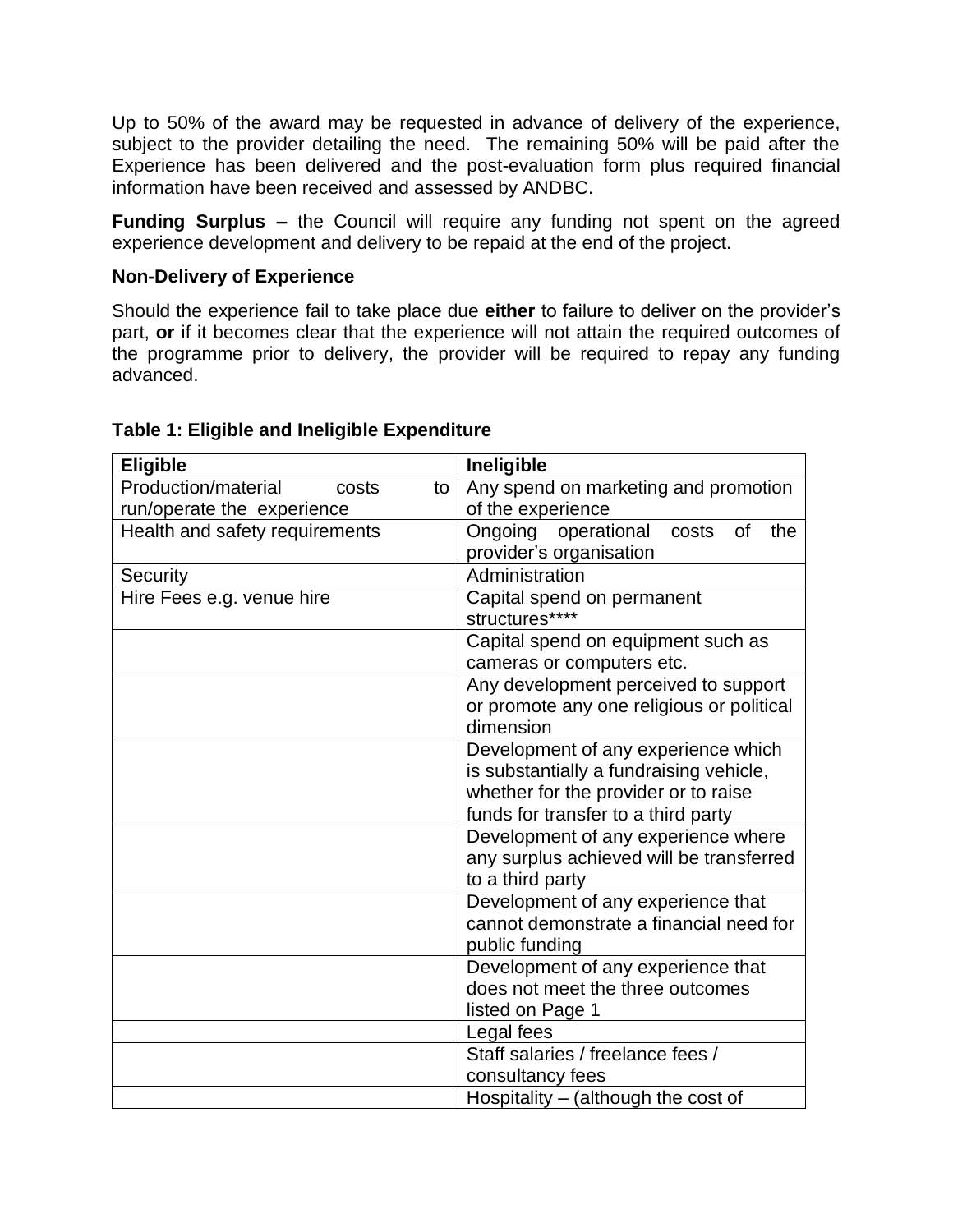Up to 50% of the award may be requested in advance of delivery of the experience, subject to the provider detailing the need. The remaining 50% will be paid after the Experience has been delivered and the post-evaluation form plus required financial information have been received and assessed by ANDBC.

**Funding Surplus –** the Council will require any funding not spent on the agreed experience development and delivery to be repaid at the end of the project.

**Non-Delivery of Experience**

Should the experience fail to take place due **either** to failure to deliver on the provider's part, **or** if it becomes clear that the experience will not attain the required outcomes of the programme prior to delivery, the provider will be required to repay any funding advanced.

**Table 1: Eligible and Ineligible Expenditure**

| Eligible | Ineligible |
|---|---|
| Production/material costs to run/operate the experience | Any spend on marketing and promotion of the experience |
| Health and safety requirements | Ongoing operational costs of the provider's organisation |
| Security | Administration |
| Hire Fees e.g. venue hire | Capital spend on permanent structures**** |
| | Capital spend on equipment such as cameras or computers etc. |
| | Any development perceived to support or promote any one religious or political dimension |
| | Development of any experience which is substantially a fundraising vehicle, whether for the provider or to raise funds for transfer to a third party |
| | Development of any experience where any surplus achieved will be transferred to a third party |
| | Development of any experience that cannot demonstrate a financial need for public funding |
| | Development of any experience that does not meet the three outcomes listed on Page 1 |
| | Legal fees |
| | Staff salaries / freelance fees / consultancy fees |
| | Hospitality – (although the cost of |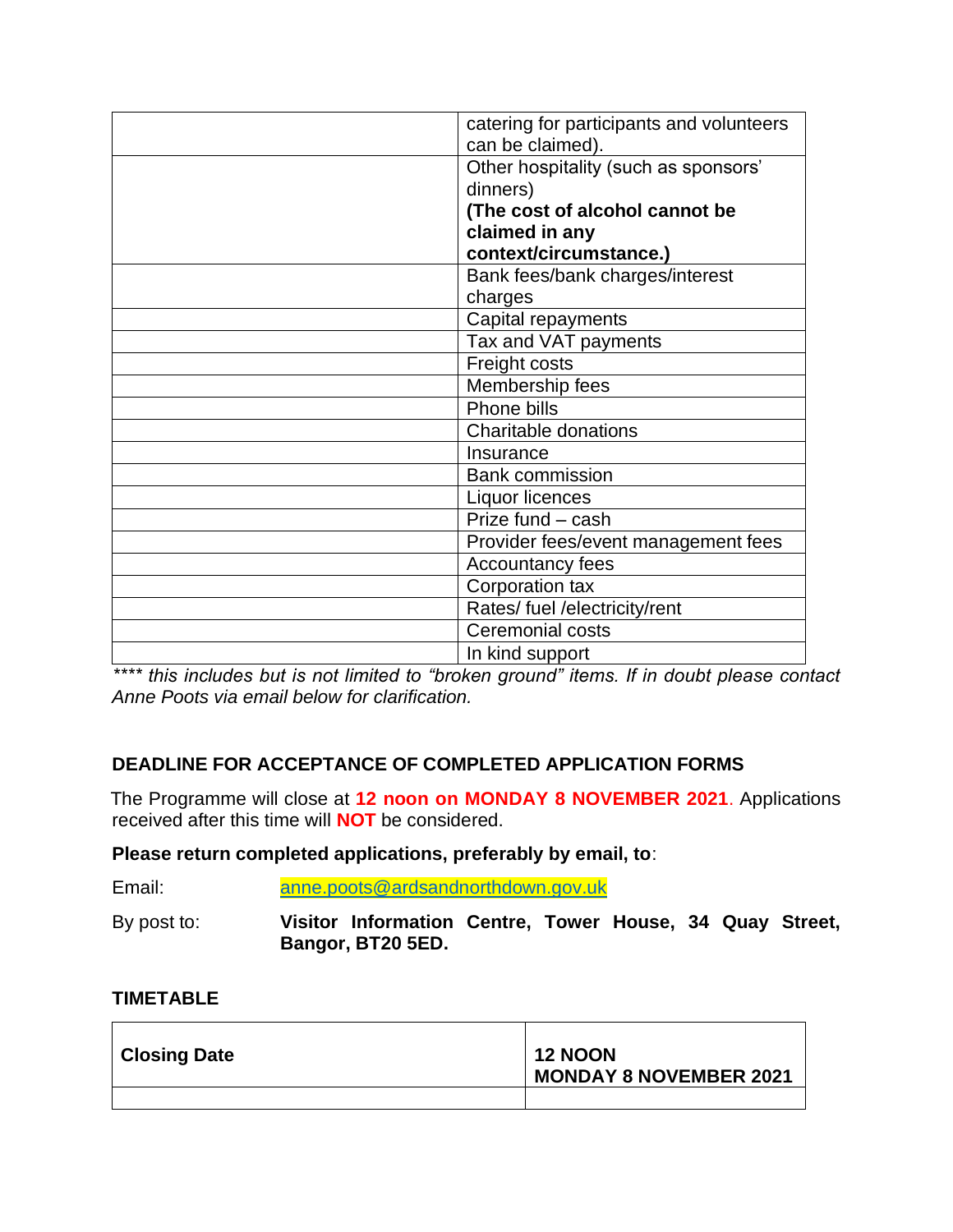| | |
|---|---|
| | catering for participants and volunteers can be claimed). |
| | Other hospitality (such as sponsors' dinners) **(The cost of alcohol cannot be claimed in any context/circumstance.)** |
| | Bank fees/bank charges/interest charges |
| | Capital repayments |
| | Tax and VAT payments |
| | Freight costs |
| | Membership fees |
| | Phone bills |
| | Charitable donations |
| | Insurance |
| | Bank commission |
| | Liquor licences |
| | Prize fund – cash |
| | Provider fees/event management fees |
| | Accountancy fees |
| | Corporation tax |
| | Rates/ fuel /electricity/rent |
| | Ceremonial costs |
| | In kind support |

*\*\*\*\* this includes but is not limited to "broken ground" items. If in doubt please contact Anne Poots via email below for clarification.*

**DEADLINE FOR ACCEPTANCE OF COMPLETED APPLICATION FORMS**

The Programme will close at **12 noon on MONDAY 8 NOVEMBER 2021**. Applications received after this time will **NOT** be considered.

**Please return completed applications, preferably by email, to**:

Email: anne.poots@ardsandnorthdown.gov.uk

By post to: **Visitor Information Centre, Tower House, 34 Quay Street, Bangor, BT20 5ED.**

**TIMETABLE**

| | |
|---|---|
| **Closing Date** | **12 NOON MONDAY 8 NOVEMBER 2021** |
| | |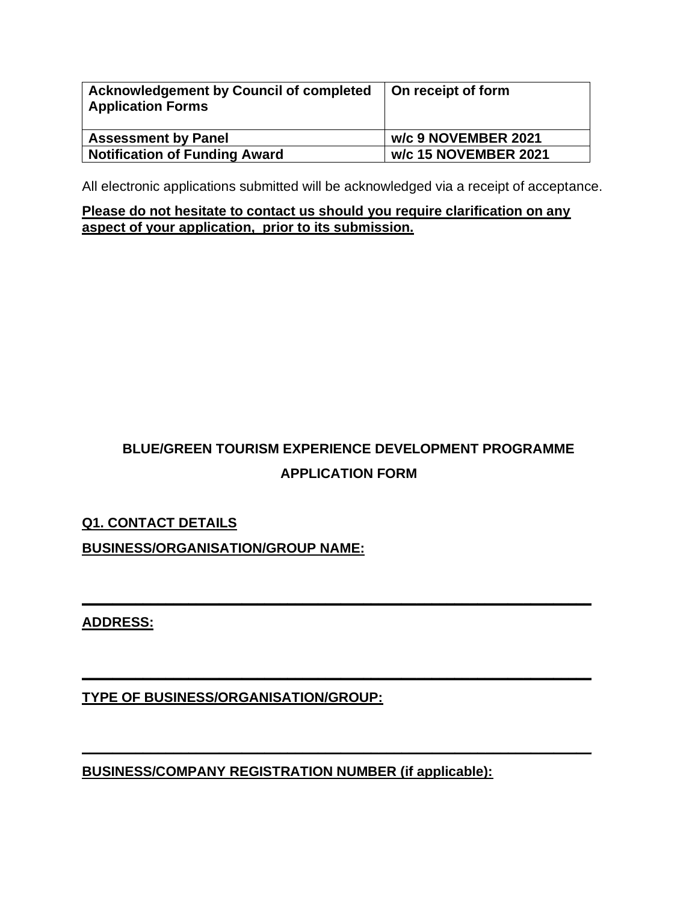| **Acknowledgement by Council of completed Application Forms** | **On receipt of form** |
|---|---|
| **Assessment by Panel** | **w/c 9 NOVEMBER 2021** |
| **Notification of Funding Award** | **w/c 15 NOVEMBER 2021** |

All electronic applications submitted will be acknowledged via a receipt of acceptance.

**<u>Please do not hesitate to contact us should you require clarification on any aspect of your application, prior to its submission.</u>**

## BLUE/GREEN TOURISM EXPERIENCE DEVELOPMENT PROGRAMME

## APPLICATION FORM

**<u>Q1. CONTACT DETAILS</u>**

**<u>BUSINESS/ORGANISATION/GROUP NAME:</u>**

___________________________________________________________

**<u>ADDRESS:</u>**

___________________________________________________________

**<u>TYPE OF BUSINESS/ORGANISATION/GROUP:</u>**

___________________________________________________________

**<u>BUSINESS/COMPANY REGISTRATION NUMBER (if applicable):</u>**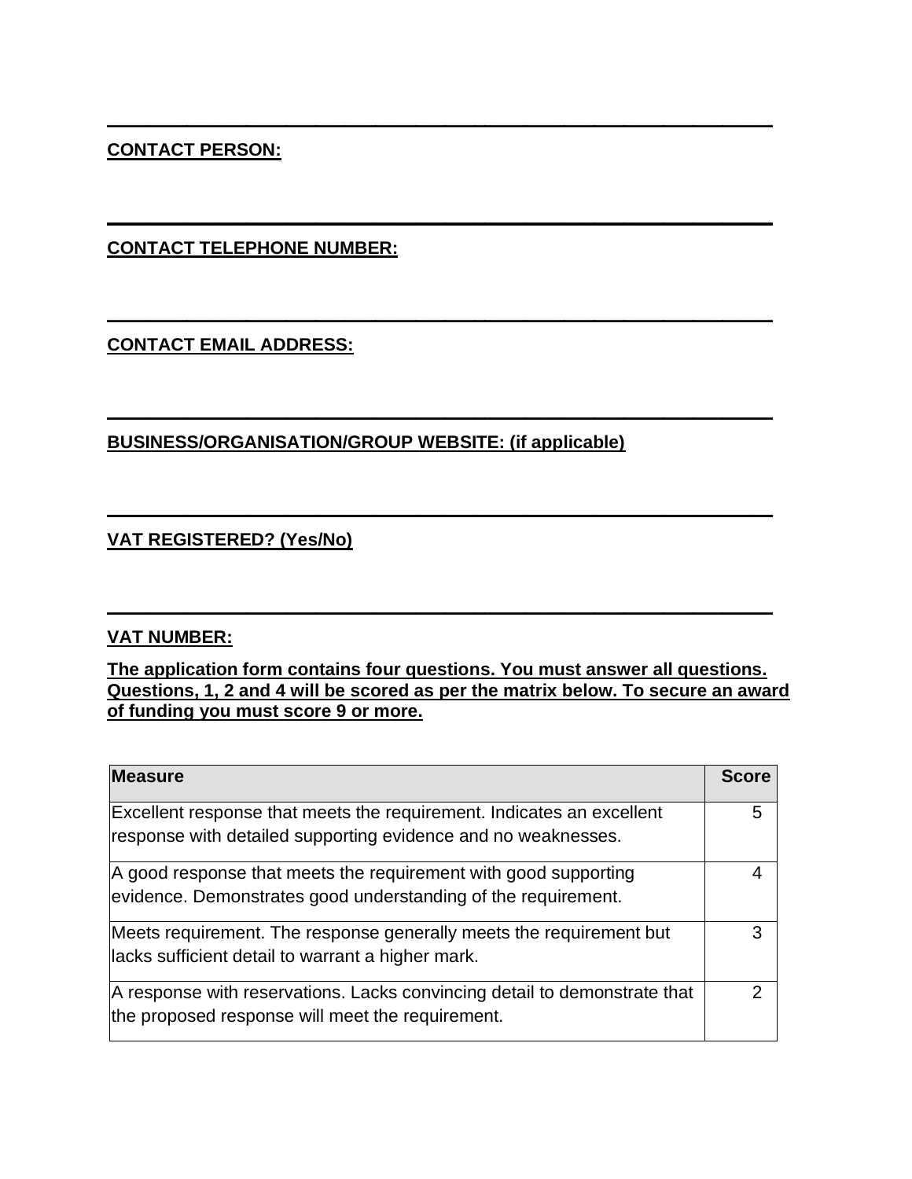---

**CONTACT PERSON:**

---

**CONTACT TELEPHONE NUMBER:**

---

**CONTACT EMAIL ADDRESS:**

---

**BUSINESS/ORGANISATION/GROUP WEBSITE: (if applicable)**

---

**VAT REGISTERED? (Yes/No)**

---

**VAT NUMBER:**

**The application form contains four questions. You must answer all questions. Questions, 1, 2 and 4 will be scored as per the matrix below. To secure an award of funding you must score 9 or more.**

| Measure | Score |
| --- | --- |
| Excellent response that meets the requirement. Indicates an excellent response with detailed supporting evidence and no weaknesses. | 5 |
| A good response that meets the requirement with good supporting evidence. Demonstrates good understanding of the requirement. | 4 |
| Meets requirement. The response generally meets the requirement but lacks sufficient detail to warrant a higher mark. | 3 |
| A response with reservations. Lacks convincing detail to demonstrate that the proposed response will meet the requirement. | 2 |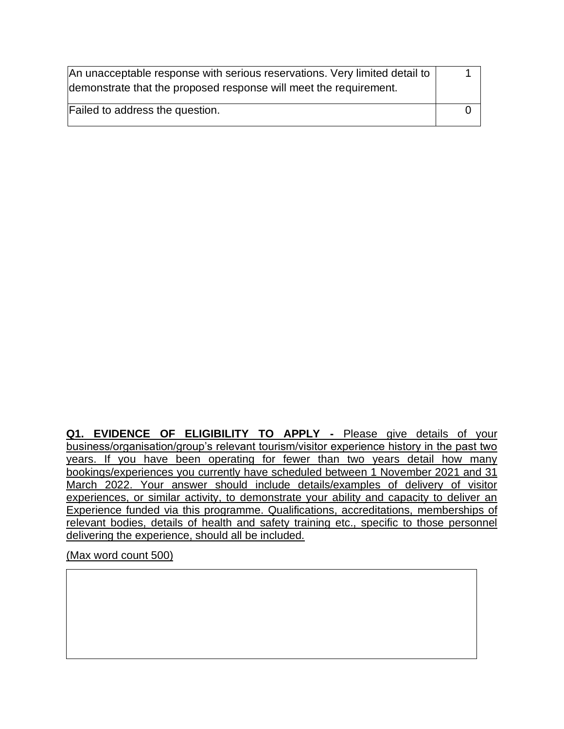| | |
|---|---|
| An unacceptable response with serious reservations. Very limited detail to demonstrate that the proposed response will meet the requirement. | 1 |
| Failed to address the question. | 0 |

**Q1. EVIDENCE OF ELIGIBILITY TO APPLY -** Please give details of your business/organisation/group's relevant tourism/visitor experience history in the past two years. If you have been operating for fewer than two years detail how many bookings/experiences you currently have scheduled between 1 November 2021 and 31 March 2022. Your answer should include details/examples of delivery of visitor experiences, or similar activity, to demonstrate your ability and capacity to deliver an Experience funded via this programme. Qualifications, accreditations, memberships of relevant bodies, details of health and safety training etc., specific to those personnel delivering the experience, should all be included.

(Max word count 500)

| |
|---|
| |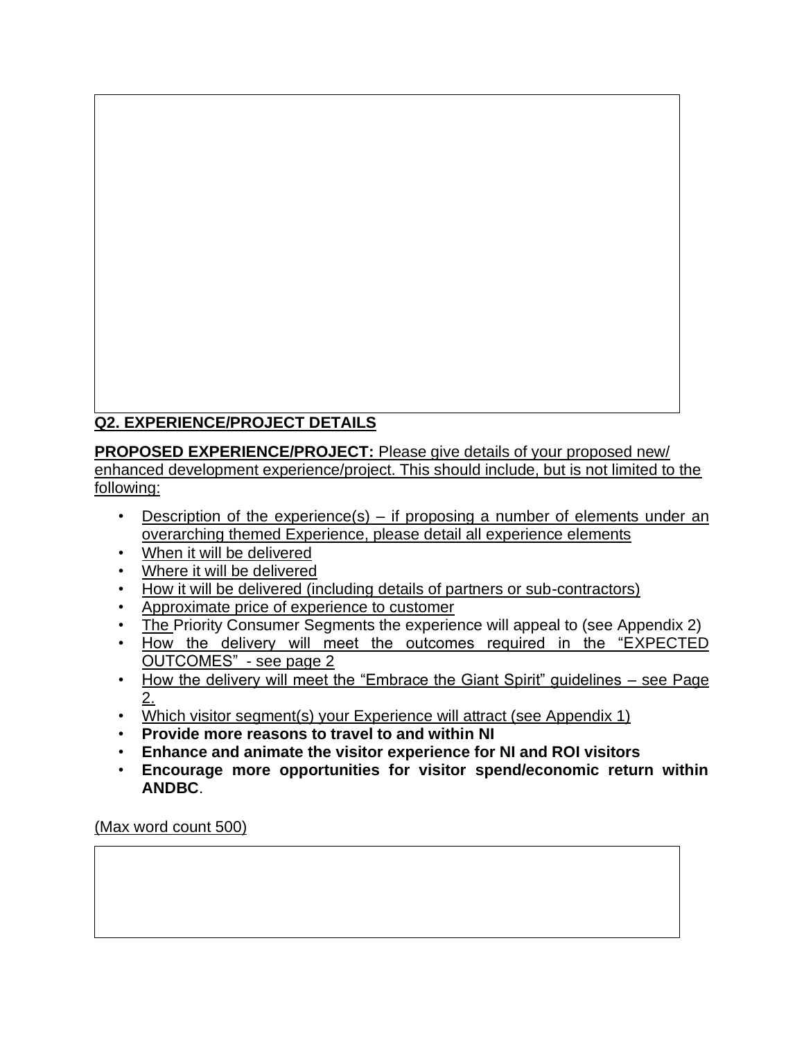**Q2. EXPERIENCE/PROJECT DETAILS**

**PROPOSED EXPERIENCE/PROJECT:** Please give details of your proposed new/ enhanced development experience/project. This should include, but is not limited to the following:

- Description of the experience(s) – if proposing a number of elements under an overarching themed Experience, please detail all experience elements
- When it will be delivered
- Where it will be delivered
- How it will be delivered (including details of partners or sub-contractors)
- Approximate price of experience to customer
- The Priority Consumer Segments the experience will appeal to (see Appendix 2)
- How the delivery will meet the outcomes required in the "EXPECTED OUTCOMES" - see page 2
- How the delivery will meet the "Embrace the Giant Spirit" guidelines – see Page 2.
- Which visitor segment(s) your Experience will attract (see Appendix 1)
- **Provide more reasons to travel to and within NI**
- **Enhance and animate the visitor experience for NI and ROI visitors**
- **Encourage more opportunities for visitor spend/economic return within ANDBC**.

(Max word count 500)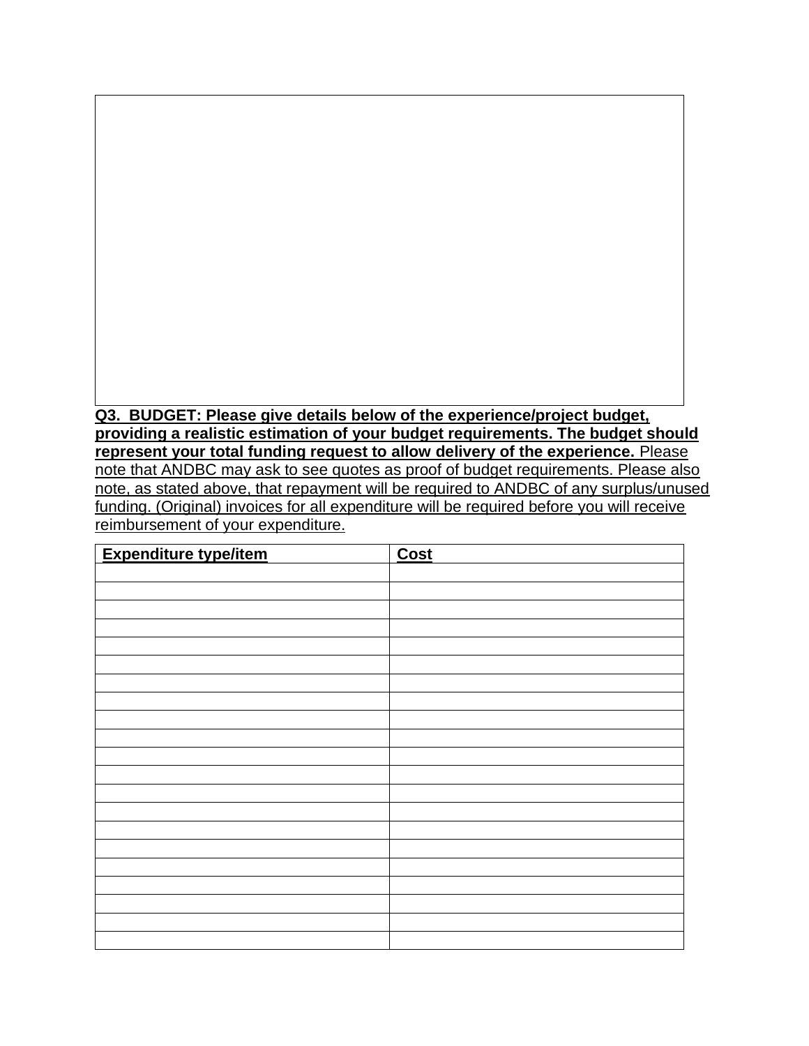**Q3. BUDGET: Please give details below of the experience/project budget, providing a realistic estimation of your budget requirements. The budget should represent your total funding request to allow delivery of the experience.** Please note that ANDBC may ask to see quotes as proof of budget requirements. Please also note, as stated above, that repayment will be required to ANDBC of any surplus/unused funding. (Original) invoices for all expenditure will be required before you will receive reimbursement of your expenditure.

| **Expenditure type/item** | **Cost** |
| --- | --- |
| | |
| | |
| | |
| | |
| | |
| | |
| | |
| | |
| | |
| | |
| | |
| | |
| | |
| | |
| | |
| | |
| | |
| | |
| | |
| | |
| | |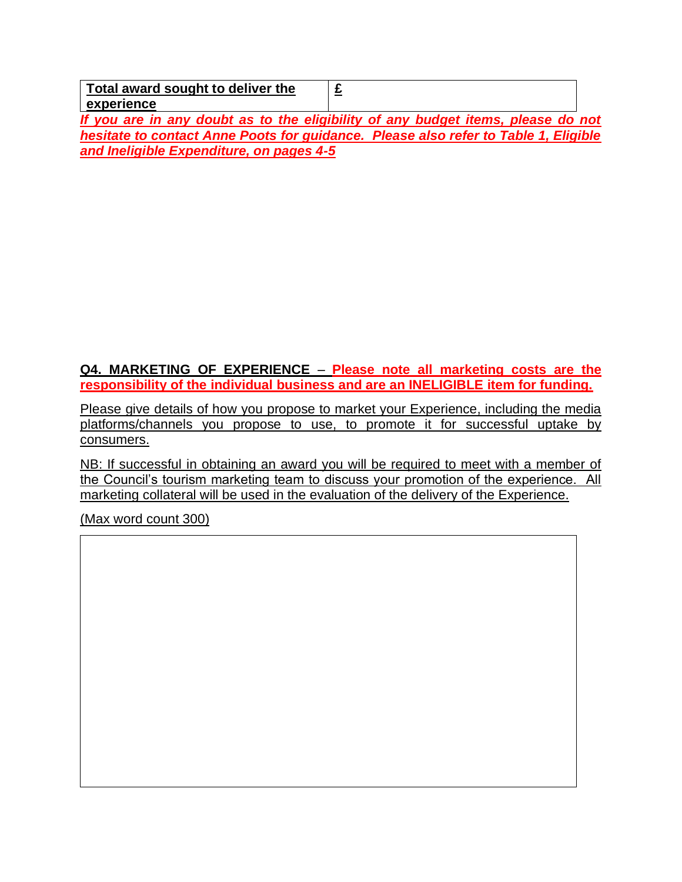| **Total award sought to deliver the experience** | **£** |
|---|---|

***If you are in any doubt as to the eligibility of any budget items, please do not hesitate to contact Anne Poots for guidance. Please also refer to Table 1, Eligible and Ineligible Expenditure, on pages 4-5***

**Q4. MARKETING OF EXPERIENCE** – **Please note all marketing costs are the responsibility of the individual business and are an INELIGIBLE item for funding.**

Please give details of how you propose to market your Experience, including the media platforms/channels you propose to use, to promote it for successful uptake by consumers.

NB: If successful in obtaining an award you will be required to meet with a member of the Council's tourism marketing team to discuss your promotion of the experience. All marketing collateral will be used in the evaluation of the delivery of the Experience.

(Max word count 300)

| |
|---|
| |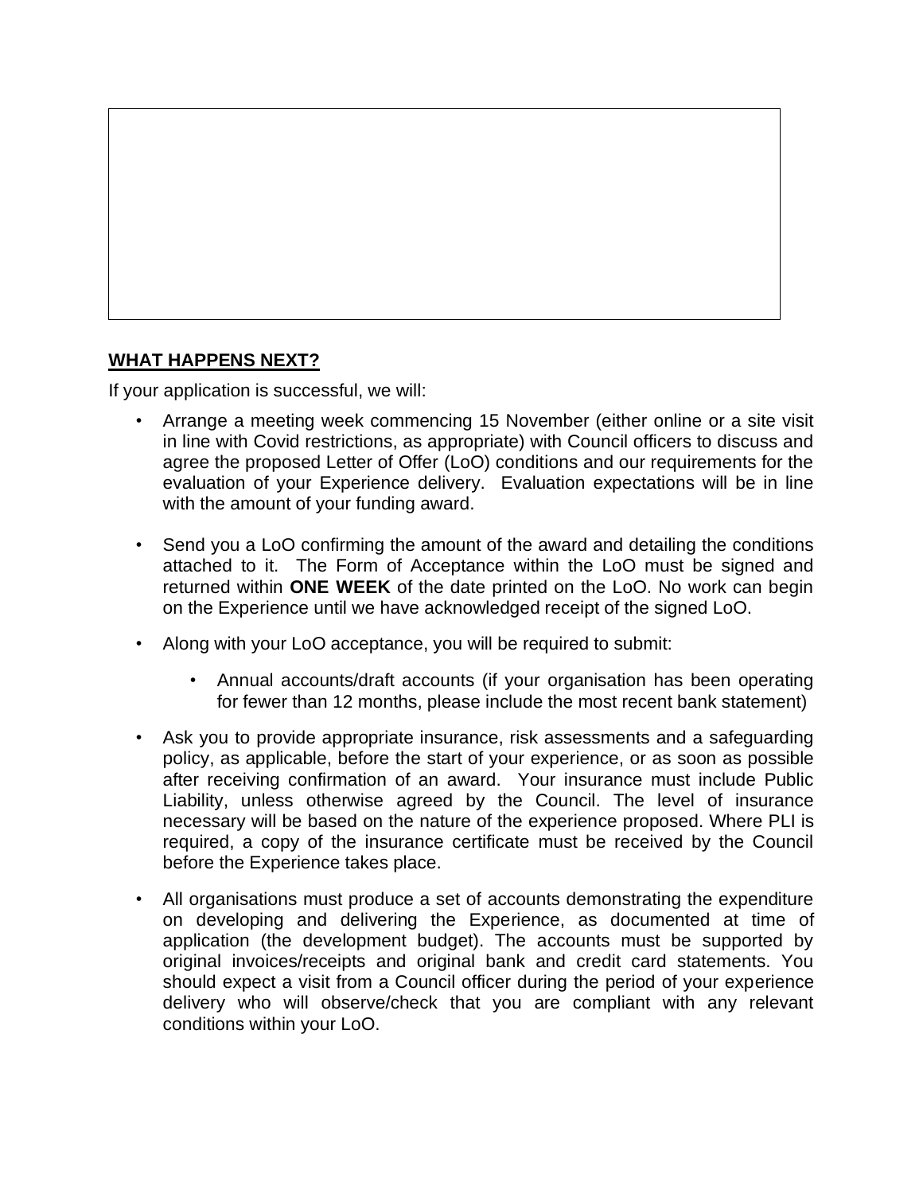## WHAT HAPPENS NEXT?

If your application is successful, we will:

- Arrange a meeting week commencing 15 November (either online or a site visit in line with Covid restrictions, as appropriate) with Council officers to discuss and agree the proposed Letter of Offer (LoO) conditions and our requirements for the evaluation of your Experience delivery. Evaluation expectations will be in line with the amount of your funding award.

- Send you a LoO confirming the amount of the award and detailing the conditions attached to it. The Form of Acceptance within the LoO must be signed and returned within **ONE WEEK** of the date printed on the LoO. No work can begin on the Experience until we have acknowledged receipt of the signed LoO.

- Along with your LoO acceptance, you will be required to submit:

  - Annual accounts/draft accounts (if your organisation has been operating for fewer than 12 months, please include the most recent bank statement)

- Ask you to provide appropriate insurance, risk assessments and a safeguarding policy, as applicable, before the start of your experience, or as soon as possible after receiving confirmation of an award. Your insurance must include Public Liability, unless otherwise agreed by the Council. The level of insurance necessary will be based on the nature of the experience proposed. Where PLI is required, a copy of the insurance certificate must be received by the Council before the Experience takes place.

- All organisations must produce a set of accounts demonstrating the expenditure on developing and delivering the Experience, as documented at time of application (the development budget). The accounts must be supported by original invoices/receipts and original bank and credit card statements. You should expect a visit from a Council officer during the period of your experience delivery who will observe/check that you are compliant with any relevant conditions within your LoO.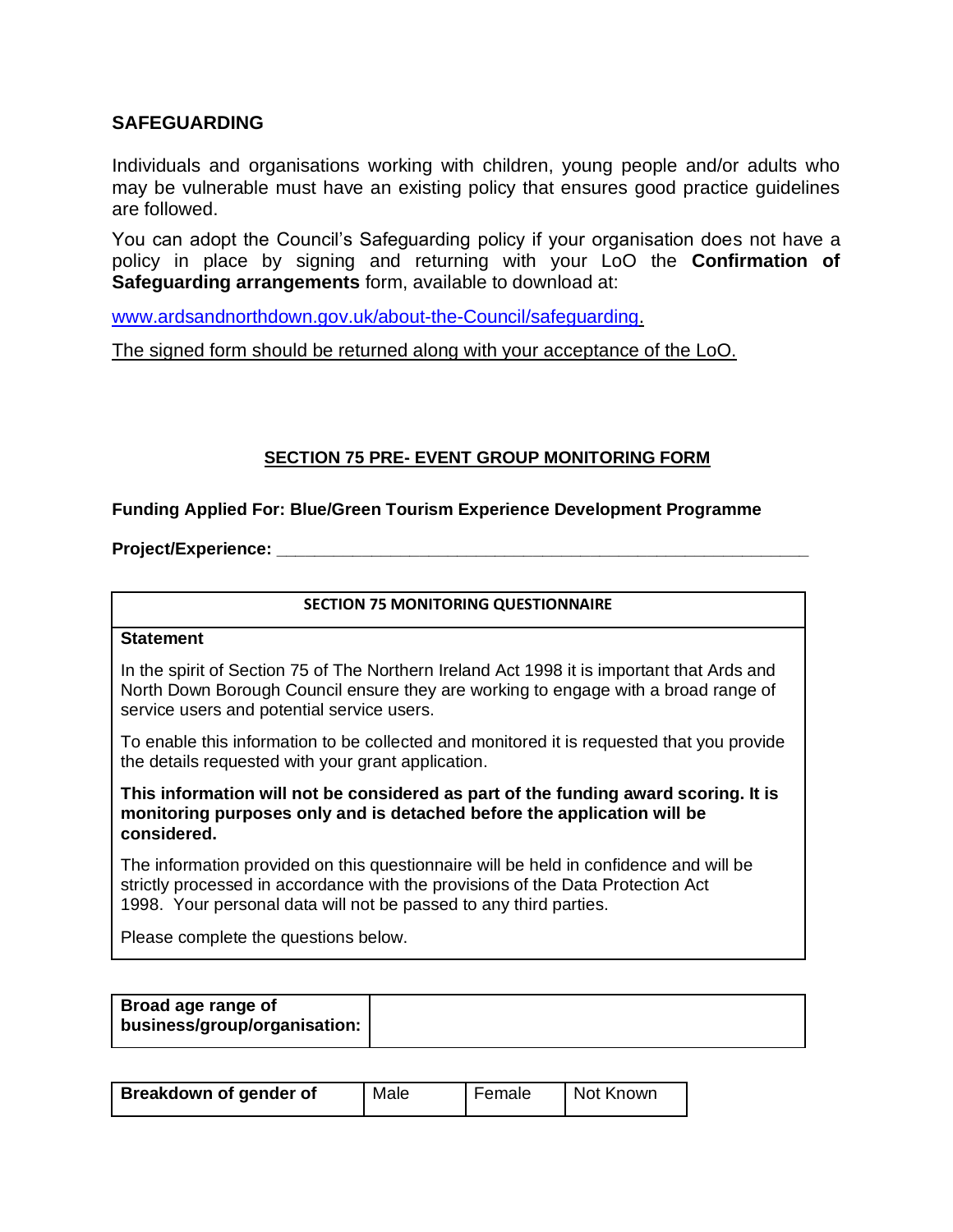## SAFEGUARDING

Individuals and organisations working with children, young people and/or adults who may be vulnerable must have an existing policy that ensures good practice guidelines are followed.

You can adopt the Council's Safeguarding policy if your organisation does not have a policy in place by signing and returning with your LoO the **Confirmation of Safeguarding arrangements** form, available to download at:

[www.ardsandnorthdown.gov.uk/about-the-Council/safeguarding](www.ardsandnorthdown.gov.uk/about-the-Council/safeguarding).

<u>The signed form should be returned along with your acceptance of the LoO.</u>

## <u>SECTION 75 PRE- EVENT GROUP MONITORING FORM</u>

**Funding Applied For: Blue/Green Tourism Experience Development Programme**

**Project/Experience:** ___________________________________________

| SECTION 75 MONITORING QUESTIONNAIRE |
|---|
| **Statement**<br><br>In the spirit of Section 75 of The Northern Ireland Act 1998 it is important that Ards and North Down Borough Council ensure they are working to engage with a broad range of service users and potential service users.<br><br>To enable this information to be collected and monitored it is requested that you provide the details requested with your grant application.<br><br>**This information will not be considered as part of the funding award scoring. It is monitoring purposes only and is detached before the application will be considered.**<br><br>The information provided on this questionnaire will be held in confidence and will be strictly processed in accordance with the provisions of the Data Protection Act 1998. Your personal data will not be passed to any third parties.<br><br>Please complete the questions below. |

| **Broad age range of business/group/organisation:** | |
|---|---|

| **Breakdown of gender of** | Male | Female | Not Known |
|---|---|---|---|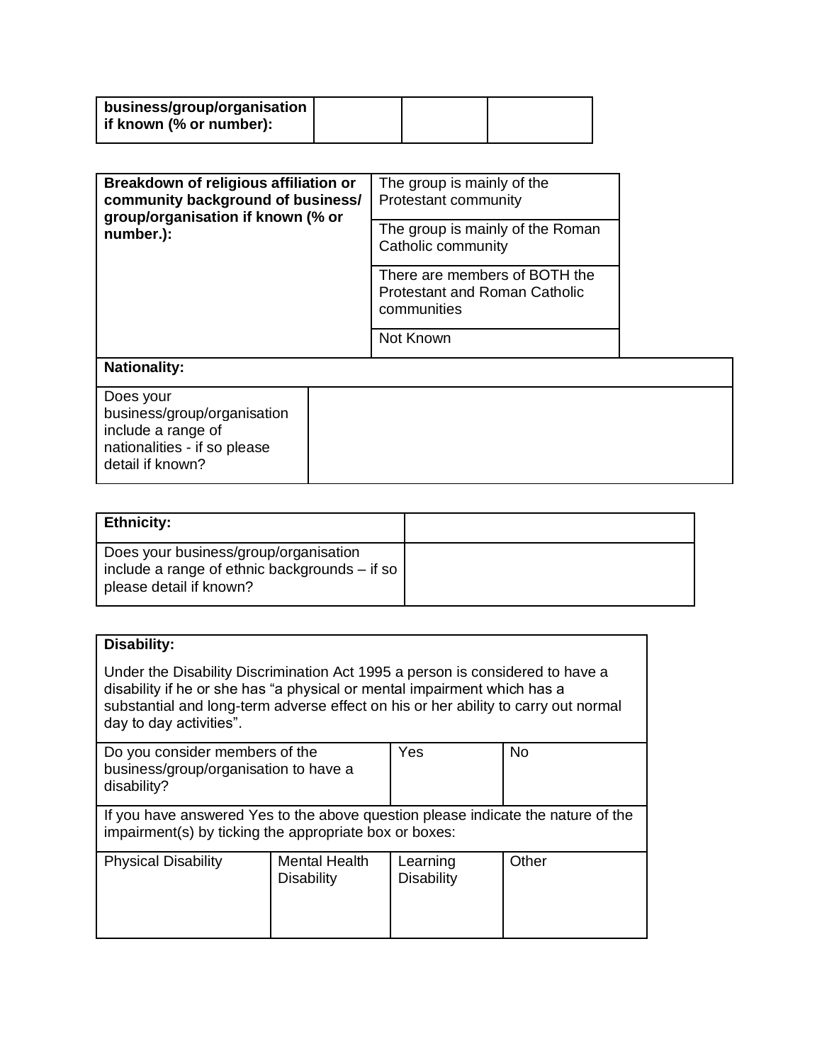| **business/group/organisation if known (% or number):** | | | |
|---|---|---|---|

| **Breakdown of religious affiliation or community background of business/ group/organisation if known (% or number.):** | The group is mainly of the Protestant community | |
|---|---|---|
| | The group is mainly of the Roman Catholic community | |
| | There are members of BOTH the Protestant and Roman Catholic communities | |
| | Not Known | |

| **Nationality:** | |
|---|---|
| Does your business/group/organisation include a range of nationalities - if so please detail if known? | |

| **Ethnicity:** | |
|---|---|
| Does your business/group/organisation include a range of ethnic backgrounds – if so please detail if known? | |

**Disability:**

Under the Disability Discrimination Act 1995 a person is considered to have a disability if he or she has "a physical or mental impairment which has a substantial and long-term adverse effect on his or her ability to carry out normal day to day activities".

| Do you consider members of the business/group/organisation to have a disability? | Yes | No |
|---|---|---|

If you have answered Yes to the above question please indicate the nature of the impairment(s) by ticking the appropriate box or boxes:

| Physical Disability | Mental Health Disability | Learning Disability | Other |
|---|---|---|---|
| | | | |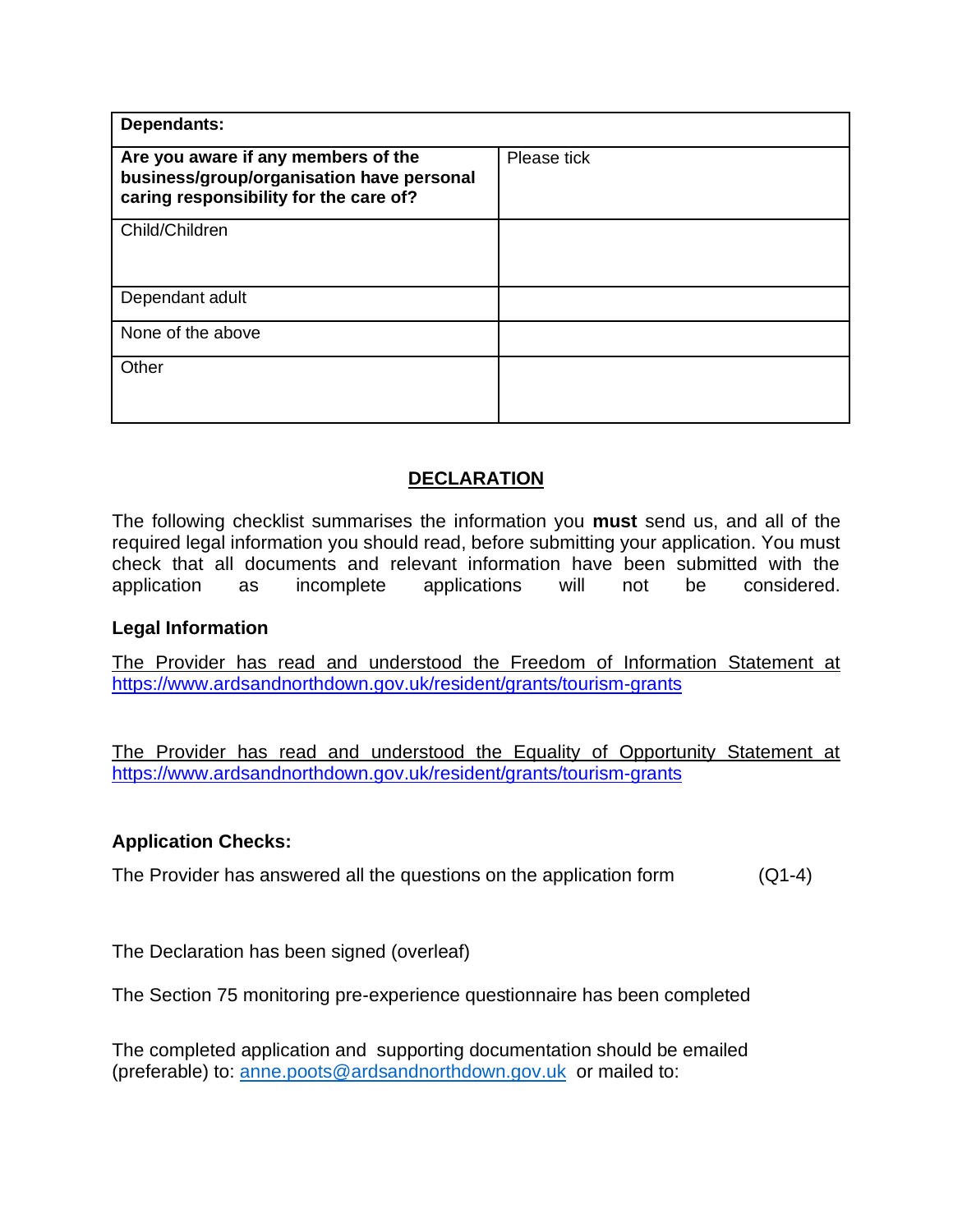| Dependants: | |
|---|---|
| **Are you aware if any members of the business/group/organisation have personal caring responsibility for the care of?** | Please tick |
| Child/Children | |
| Dependant adult | |
| None of the above | |
| Other | |

## DECLARATION

The following checklist summarises the information you **must** send us, and all of the required legal information you should read, before submitting your application. You must check that all documents and relevant information have been submitted with the application as incomplete applications will not be considered.

### Legal Information

The Provider has read and understood the Freedom of Information Statement at https://www.ardsandnorthdown.gov.uk/resident/grants/tourism-grants

The Provider has read and understood the Equality of Opportunity Statement at https://www.ardsandnorthdown.gov.uk/resident/grants/tourism-grants

### Application Checks:

The Provider has answered all the questions on the application form (Q1-4)

The Declaration has been signed (overleaf)

The Section 75 monitoring pre-experience questionnaire has been completed

The completed application and supporting documentation should be emailed (preferable) to: anne.poots@ardsandnorthdown.gov.uk or mailed to: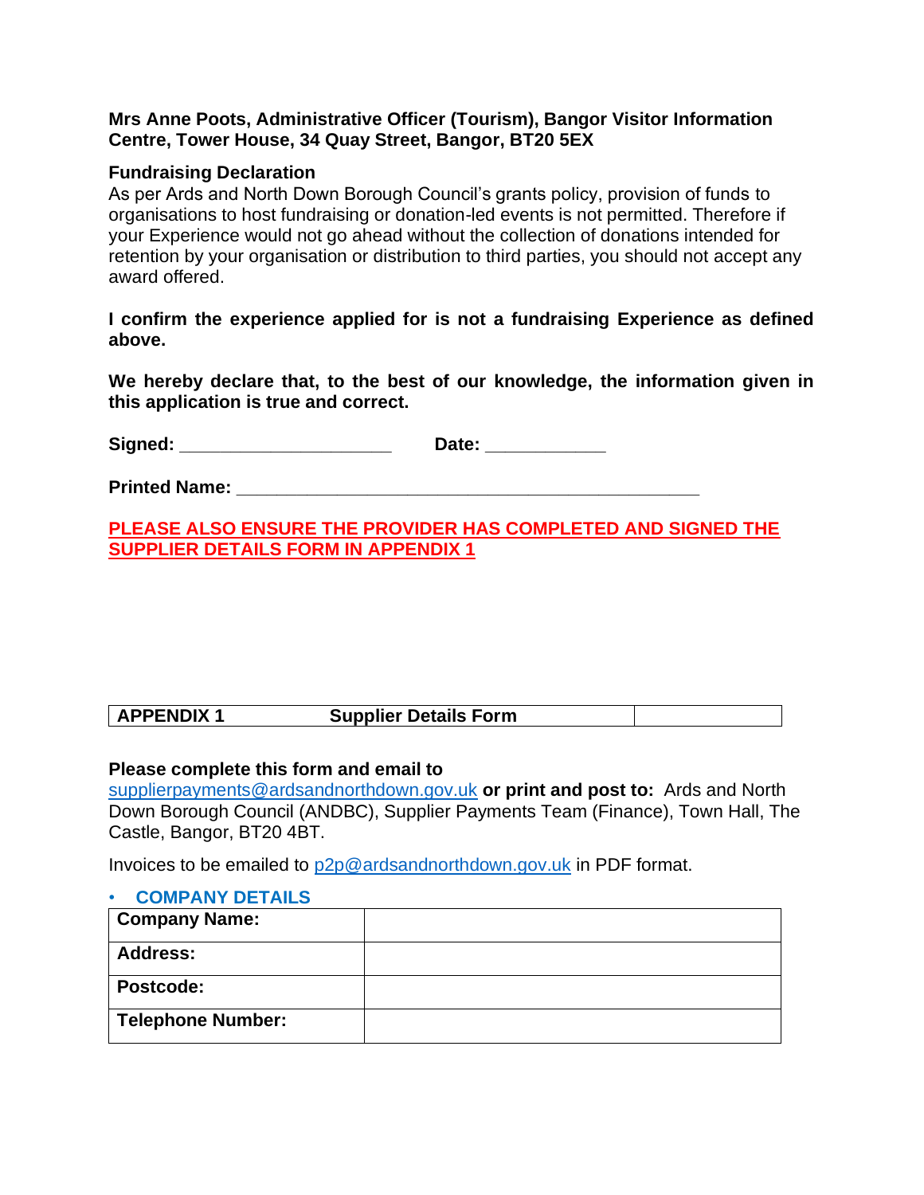**Mrs Anne Poots, Administrative Officer (Tourism), Bangor Visitor Information Centre, Tower House, 34 Quay Street, Bangor, BT20 5EX**

**Fundraising Declaration**

As per Ards and North Down Borough Council's grants policy, provision of funds to organisations to host fundraising or donation-led events is not permitted. Therefore if your Experience would not go ahead without the collection of donations intended for retention by your organisation or distribution to third parties, you should not accept any award offered.

**I confirm the experience applied for is not a fundraising Experience as defined above.**

**We hereby declare that, to the best of our knowledge, the information given in this application is true and correct.**

**Signed:** ____________________ **Date:** ___________

**Printed Name:** ____________________________________________

**PLEASE ALSO ENSURE THE PROVIDER HAS COMPLETED AND SIGNED THE SUPPLIER DETAILS FORM IN APPENDIX 1**

| APPENDIX 1 | Supplier Details Form | |
|---|---|---|

**Please complete this form and email to**
supplierpayments@ardsandnorthdown.gov.uk **or print and post to:** Ards and North Down Borough Council (ANDBC), Supplier Payments Team (Finance), Town Hall, The Castle, Bangor, BT20 4BT.

Invoices to be emailed to p2p@ardsandnorthdown.gov.uk in PDF format.

- **COMPANY DETAILS**

| Company Name: | |
|---|---|
| Address: | |
| Postcode: | |
| Telephone Number: | |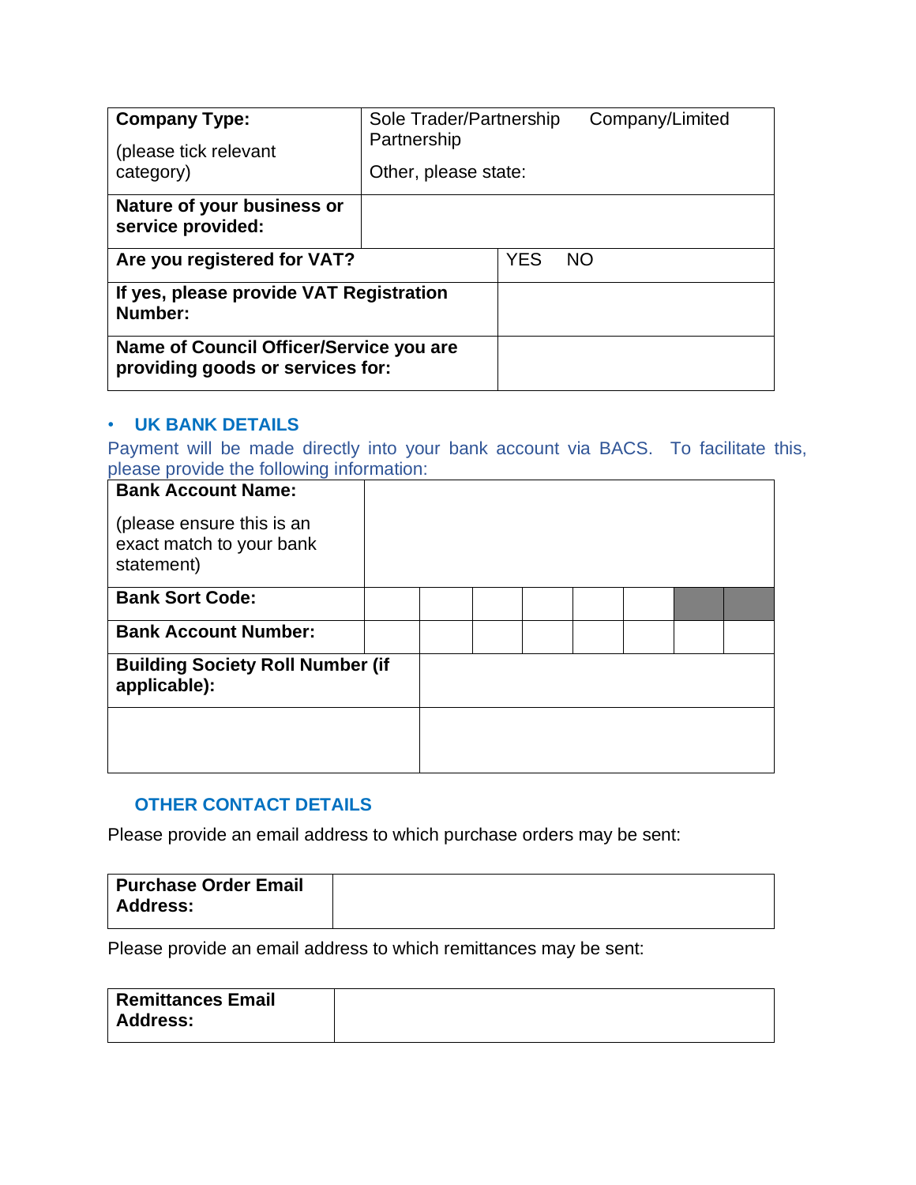| **Company Type:**<br>(please tick relevant category) | Sole Trader/Partnership Company/Limited Partnership<br>Other, please state: |
| --- | --- |
| **Nature of your business or service provided:** | |
| **Are you registered for VAT?** | YES NO |
| **If yes, please provide VAT Registration Number:** | |
| **Name of Council Officer/Service you are providing goods or services for:** | |

- **UK BANK DETAILS**

Payment will be made directly into your bank account via BACS. To facilitate this, please provide the following information:

| **Bank Account Name:**<br>(please ensure this is an exact match to your bank statement) | | | | | | | | |
| --- | --- | --- | --- | --- | --- | --- | --- | --- |
| **Bank Sort Code:** | | | | | | | | |
| **Bank Account Number:** | | | | | | | | |
| **Building Society Roll Number (if applicable):** | | | | | | | | |
| | | | | | | | | |

**OTHER CONTACT DETAILS**

Please provide an email address to which purchase orders may be sent:

| **Purchase Order Email Address:** | |
| --- | --- |

Please provide an email address to which remittances may be sent:

| **Remittances Email Address:** | |
| --- | --- |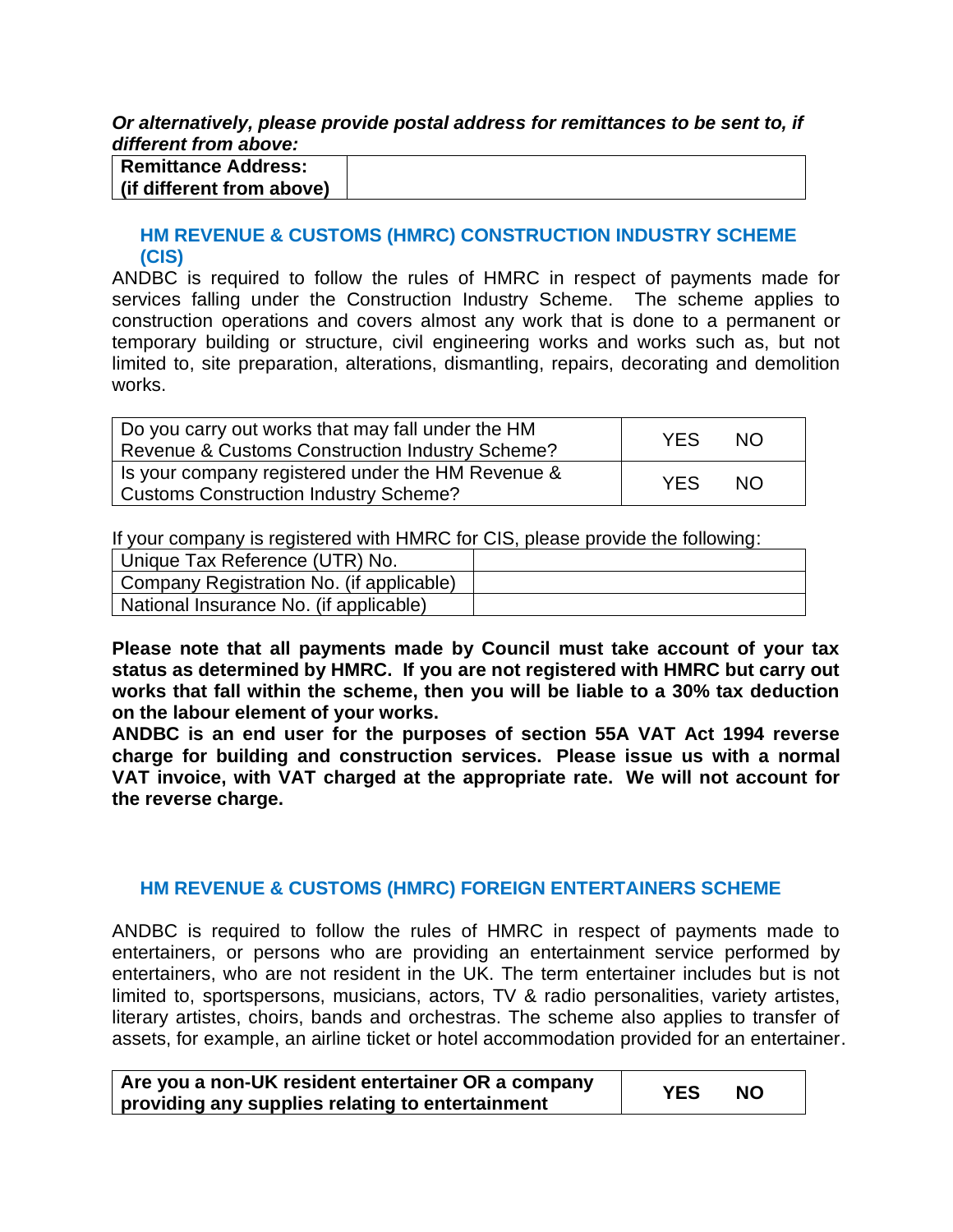***Or alternatively, please provide postal address for remittances to be sent to, if different from above:***

| **Remittance Address: (if different from above)** | |
|---|---|

## HM REVENUE & CUSTOMS (HMRC) CONSTRUCTION INDUSTRY SCHEME (CIS)

ANDBC is required to follow the rules of HMRC in respect of payments made for services falling under the Construction Industry Scheme. The scheme applies to construction operations and covers almost any work that is done to a permanent or temporary building or structure, civil engineering works and works such as, but not limited to, site preparation, alterations, dismantling, repairs, decorating and demolition works.

| | |
|---|---|
| Do you carry out works that may fall under the HM Revenue & Customs Construction Industry Scheme? | YES NO |
| Is your company registered under the HM Revenue & Customs Construction Industry Scheme? | YES NO |

If your company is registered with HMRC for CIS, please provide the following:

| | |
|---|---|
| Unique Tax Reference (UTR) No. | |
| Company Registration No. (if applicable) | |
| National Insurance No. (if applicable) | |

**Please note that all payments made by Council must take account of your tax status as determined by HMRC. If you are not registered with HMRC but carry out works that fall within the scheme, then you will be liable to a 30% tax deduction on the labour element of your works.**

**ANDBC is an end user for the purposes of section 55A VAT Act 1994 reverse charge for building and construction services. Please issue us with a normal VAT invoice, with VAT charged at the appropriate rate. We will not account for the reverse charge.**

## HM REVENUE & CUSTOMS (HMRC) FOREIGN ENTERTAINERS SCHEME

ANDBC is required to follow the rules of HMRC in respect of payments made to entertainers, or persons who are providing an entertainment service performed by entertainers, who are not resident in the UK. The term entertainer includes but is not limited to, sportspersons, musicians, actors, TV & radio personalities, variety artistes, literary artistes, choirs, bands and orchestras. The scheme also applies to transfer of assets, for example, an airline ticket or hotel accommodation provided for an entertainer.

| | |
|---|---|
| **Are you a non-UK resident entertainer OR a company providing any supplies relating to entertainment** | **YES NO** |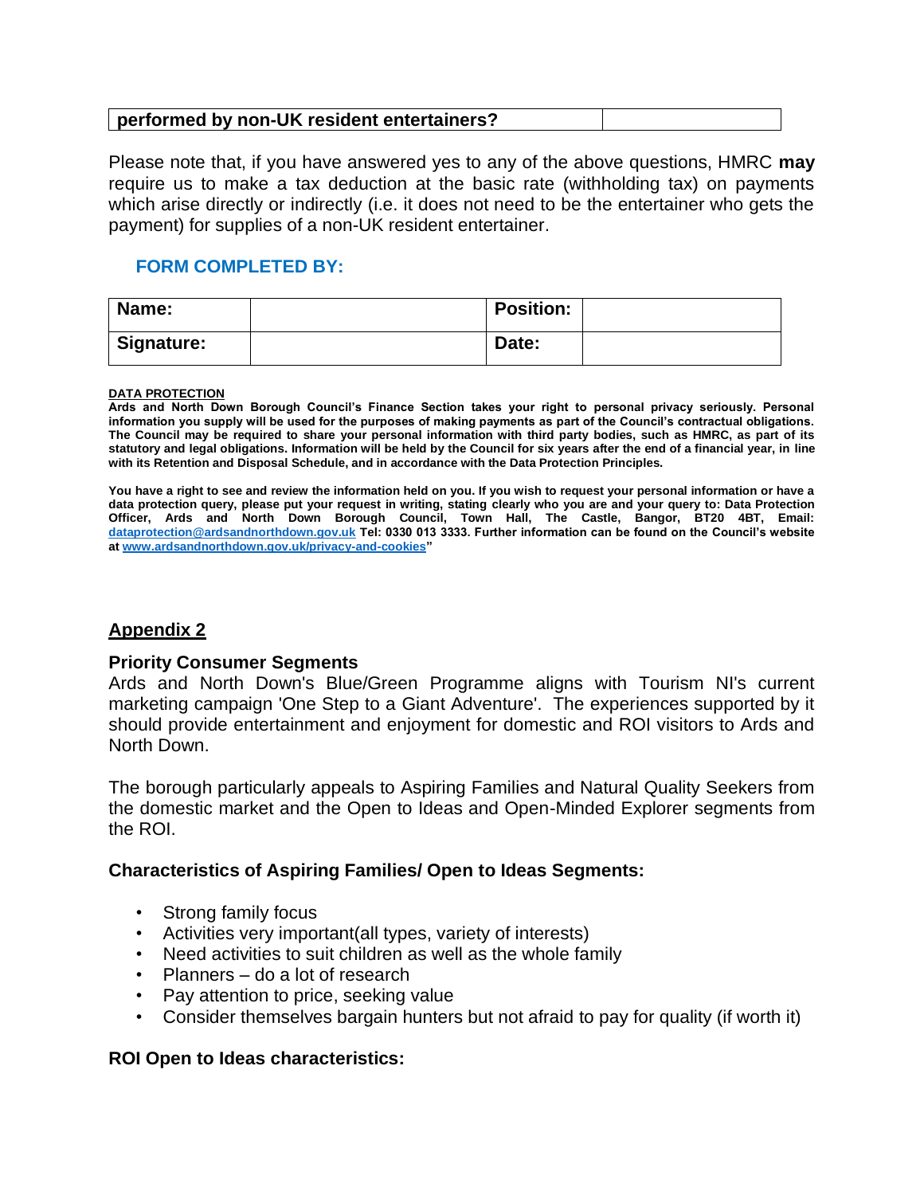| performed by non-UK resident entertainers? | |
|---|---|

Please note that, if you have answered yes to any of the above questions, HMRC **may** require us to make a tax deduction at the basic rate (withholding tax) on payments which arise directly or indirectly (i.e. it does not need to be the entertainer who gets the payment) for supplies of a non-UK resident entertainer.

**FORM COMPLETED BY:**

| **Name:** | | **Position:** | |
|---|---|---|---|
| **Signature:** | | **Date:** | |

**DATA PROTECTION**

**Ards and North Down Borough Council's Finance Section takes your right to personal privacy seriously. Personal information you supply will be used for the purposes of making payments as part of the Council's contractual obligations. The Council may be required to share your personal information with third party bodies, such as HMRC, as part of its statutory and legal obligations. Information will be held by the Council for six years after the end of a financial year, in line with its Retention and Disposal Schedule, and in accordance with the Data Protection Principles.**

**You have a right to see and review the information held on you. If you wish to request your personal information or have a data protection query, please put your request in writing, stating clearly who you are and your query to: Data Protection Officer, Ards and North Down Borough Council, Town Hall, The Castle, Bangor, BT20 4BT, Email: dataprotection@ardsandnorthdown.gov.uk Tel: 0330 013 3333. Further information can be found on the Council's website at www.ardsandnorthdown.gov.uk/privacy-and-cookies"**

## Appendix 2

### Priority Consumer Segments

Ards and North Down's Blue/Green Programme aligns with Tourism NI's current marketing campaign 'One Step to a Giant Adventure'. The experiences supported by it should provide entertainment and enjoyment for domestic and ROI visitors to Ards and North Down.

The borough particularly appeals to Aspiring Families and Natural Quality Seekers from the domestic market and the Open to Ideas and Open-Minded Explorer segments from the ROI.

### Characteristics of Aspiring Families/ Open to Ideas Segments:

- Strong family focus
- Activities very important(all types, variety of interests)
- Need activities to suit children as well as the whole family
- Planners – do a lot of research
- Pay attention to price, seeking value
- Consider themselves bargain hunters but not afraid to pay for quality (if worth it)

### ROI Open to Ideas characteristics: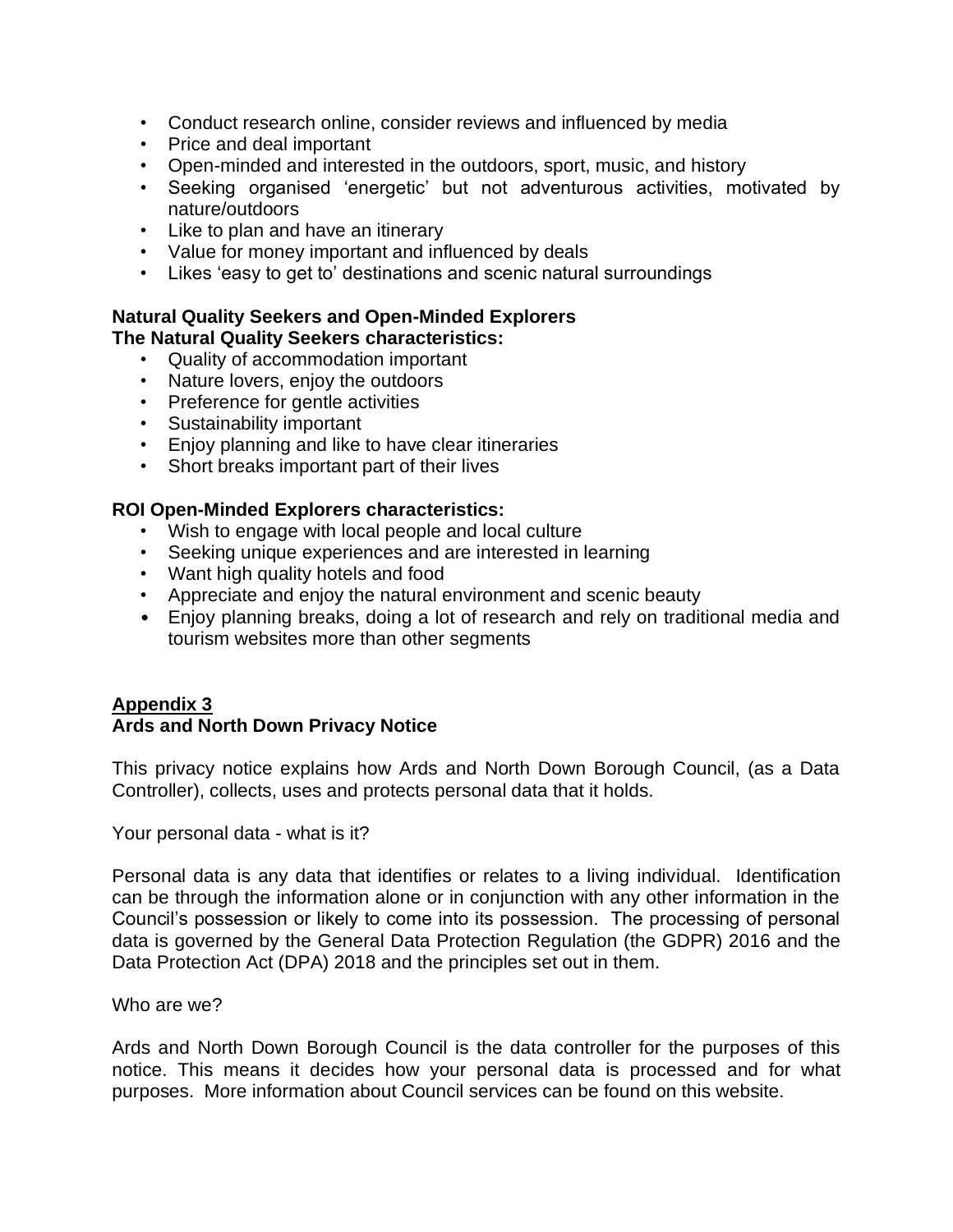- Conduct research online, consider reviews and influenced by media
- Price and deal important
- Open-minded and interested in the outdoors, sport, music, and history
- Seeking organised 'energetic' but not adventurous activities, motivated by nature/outdoors
- Like to plan and have an itinerary
- Value for money important and influenced by deals
- Likes 'easy to get to' destinations and scenic natural surroundings

**Natural Quality Seekers and Open-Minded Explorers**
**The Natural Quality Seekers characteristics:**

- Quality of accommodation important
- Nature lovers, enjoy the outdoors
- Preference for gentle activities
- Sustainability important
- Enjoy planning and like to have clear itineraries
- Short breaks important part of their lives

**ROI Open-Minded Explorers characteristics:**

- Wish to engage with local people and local culture
- Seeking unique experiences and are interested in learning
- Want high quality hotels and food
- Appreciate and enjoy the natural environment and scenic beauty
- Enjoy planning breaks, doing a lot of research and rely on traditional media and tourism websites more than other segments

## Appendix 3
**Ards and North Down Privacy Notice**

This privacy notice explains how Ards and North Down Borough Council, (as a Data Controller), collects, uses and protects personal data that it holds.

Your personal data - what is it?

Personal data is any data that identifies or relates to a living individual. Identification can be through the information alone or in conjunction with any other information in the Council's possession or likely to come into its possession. The processing of personal data is governed by the General Data Protection Regulation (the GDPR) 2016 and the Data Protection Act (DPA) 2018 and the principles set out in them.

Who are we?

Ards and North Down Borough Council is the data controller for the purposes of this notice. This means it decides how your personal data is processed and for what purposes. More information about Council services can be found on this website.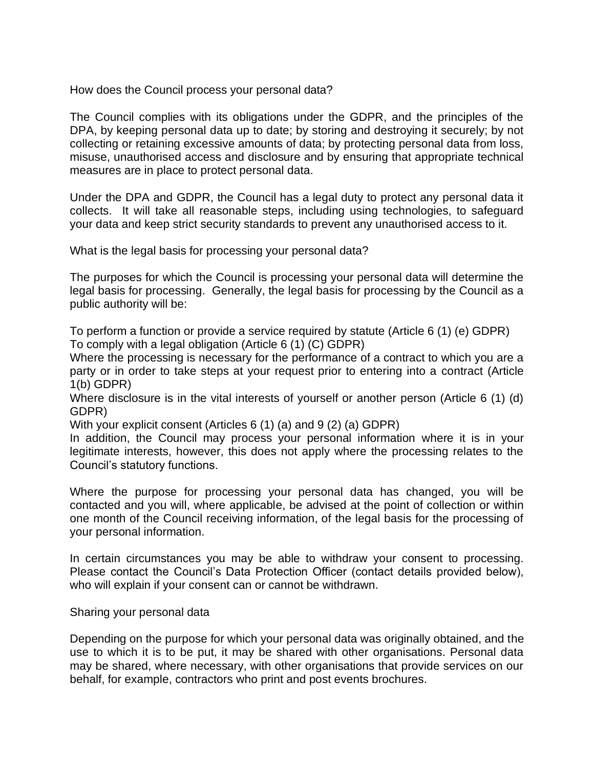## How does the Council process your personal data?

The Council complies with its obligations under the GDPR, and the principles of the DPA, by keeping personal data up to date; by storing and destroying it securely; by not collecting or retaining excessive amounts of data; by protecting personal data from loss, misuse, unauthorised access and disclosure and by ensuring that appropriate technical measures are in place to protect personal data.

Under the DPA and GDPR, the Council has a legal duty to protect any personal data it collects. It will take all reasonable steps, including using technologies, to safeguard your data and keep strict security standards to prevent any unauthorised access to it.

## What is the legal basis for processing your personal data?

The purposes for which the Council is processing your personal data will determine the legal basis for processing. Generally, the legal basis for processing by the Council as a public authority will be:

To perform a function or provide a service required by statute (Article 6 (1) (e) GDPR)
To comply with a legal obligation (Article 6 (1) (C) GDPR)
Where the processing is necessary for the performance of a contract to which you are a party or in order to take steps at your request prior to entering into a contract (Article 1(b) GDPR)
Where disclosure is in the vital interests of yourself or another person (Article 6 (1) (d) GDPR)
With your explicit consent (Articles 6 (1) (a) and 9 (2) (a) GDPR)
In addition, the Council may process your personal information where it is in your legitimate interests, however, this does not apply where the processing relates to the Council's statutory functions.

Where the purpose for processing your personal data has changed, you will be contacted and you will, where applicable, be advised at the point of collection or within one month of the Council receiving information, of the legal basis for the processing of your personal information.

In certain circumstances you may be able to withdraw your consent to processing. Please contact the Council's Data Protection Officer (contact details provided below), who will explain if your consent can or cannot be withdrawn.

## Sharing your personal data

Depending on the purpose for which your personal data was originally obtained, and the use to which it is to be put, it may be shared with other organisations. Personal data may be shared, where necessary, with other organisations that provide services on our behalf, for example, contractors who print and post events brochures.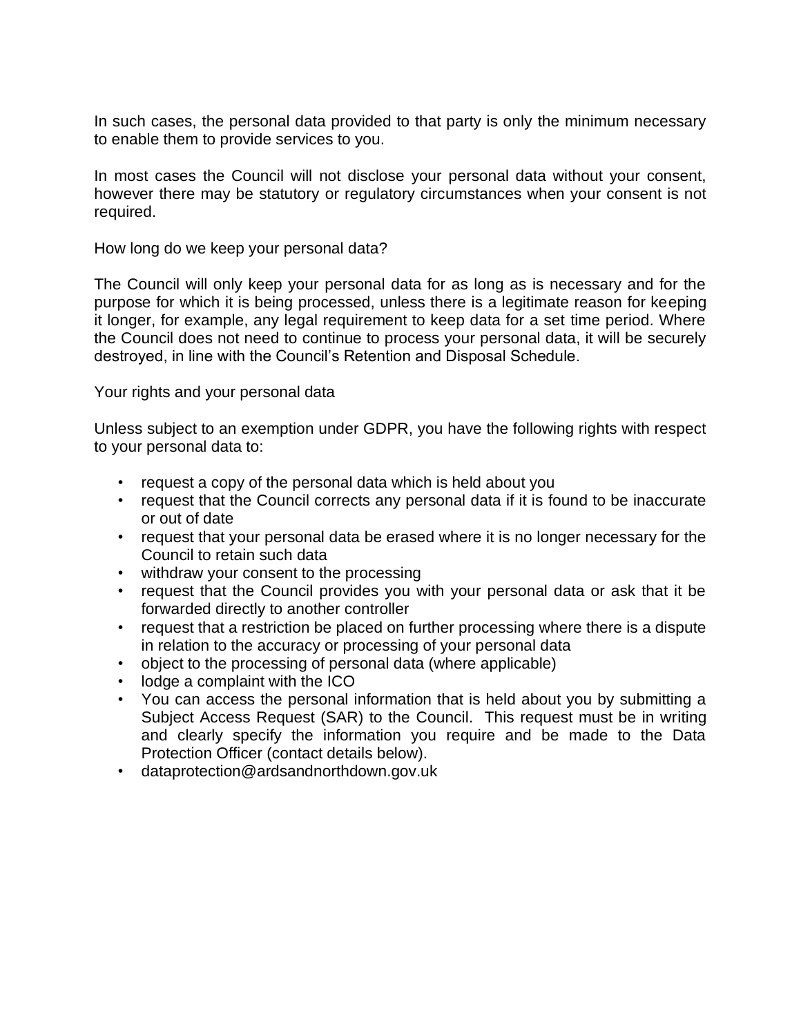In such cases, the personal data provided to that party is only the minimum necessary to enable them to provide services to you.

In most cases the Council will not disclose your personal data without your consent, however there may be statutory or regulatory circumstances when your consent is not required.

How long do we keep your personal data?

The Council will only keep your personal data for as long as is necessary and for the purpose for which it is being processed, unless there is a legitimate reason for keeping it longer, for example, any legal requirement to keep data for a set time period. Where the Council does not need to continue to process your personal data, it will be securely destroyed, in line with the Council's Retention and Disposal Schedule.

Your rights and your personal data

Unless subject to an exemption under GDPR, you have the following rights with respect to your personal data to:

- request a copy of the personal data which is held about you
- request that the Council corrects any personal data if it is found to be inaccurate or out of date
- request that your personal data be erased where it is no longer necessary for the Council to retain such data
- withdraw your consent to the processing
- request that the Council provides you with your personal data or ask that it be forwarded directly to another controller
- request that a restriction be placed on further processing where there is a dispute in relation to the accuracy or processing of your personal data
- object to the processing of personal data (where applicable)
- lodge a complaint with the ICO
- You can access the personal information that is held about you by submitting a Subject Access Request (SAR) to the Council. This request must be in writing and clearly specify the information you require and be made to the Data Protection Officer (contact details below).
- dataprotection@ardsandnorthdown.gov.uk